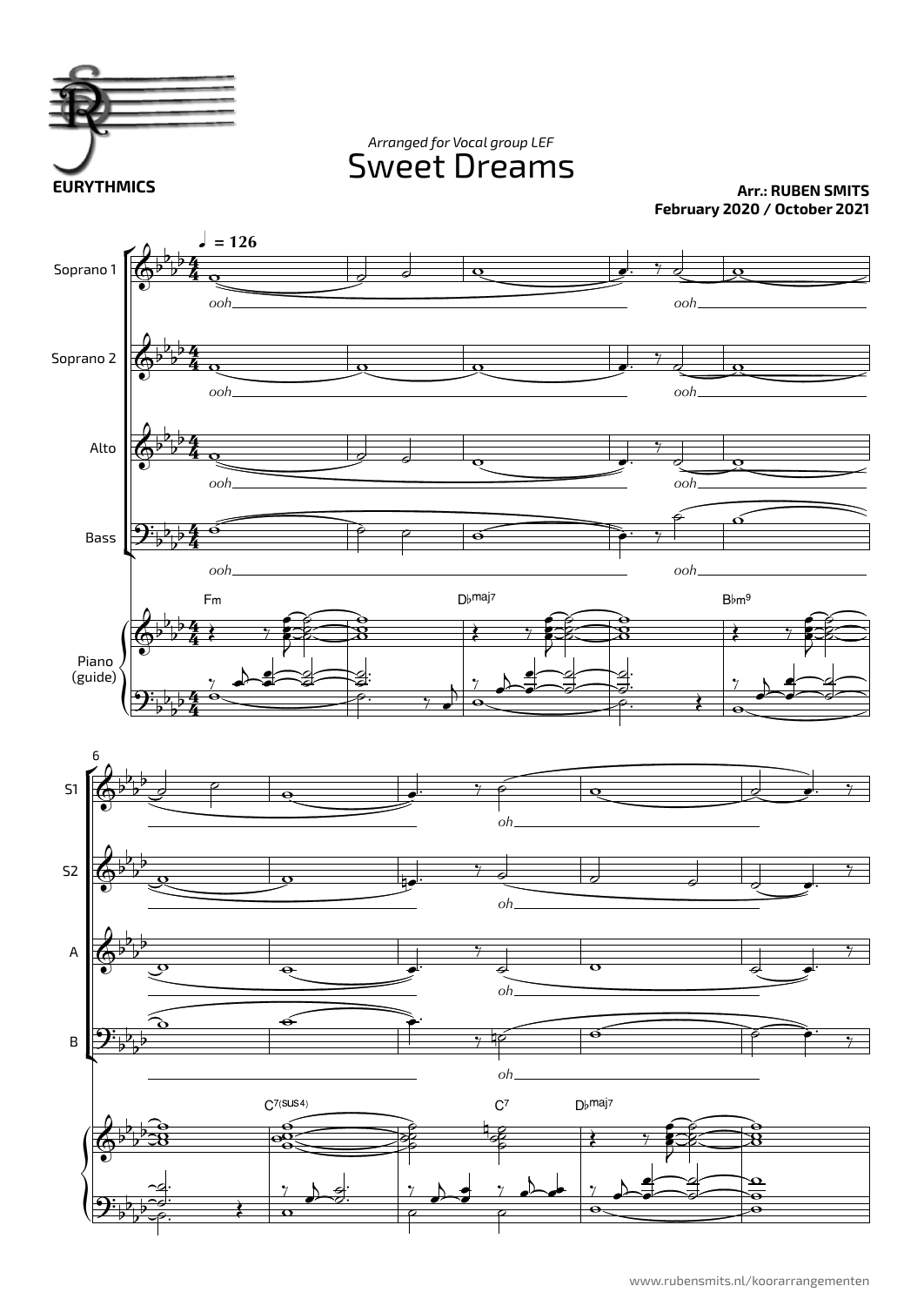**EURYTHMICS**

*Arranged for Vocal group LEF*

# Sweet Dreams

**Arr.: RUBEN SMITS**
**February 2020 / October 2021**

♩ = 126

Soprano 1 — *ooh* … *ooh* … *oh*

Soprano 2 — *ooh* … *ooh* … *oh*

Alto — *ooh* … *ooh* … *oh*

Bass — *ooh* … *ooh* … *oh*

Piano (guide) — Fm, D♭maj7, B♭m9, C7(sus4), C7, D♭maj7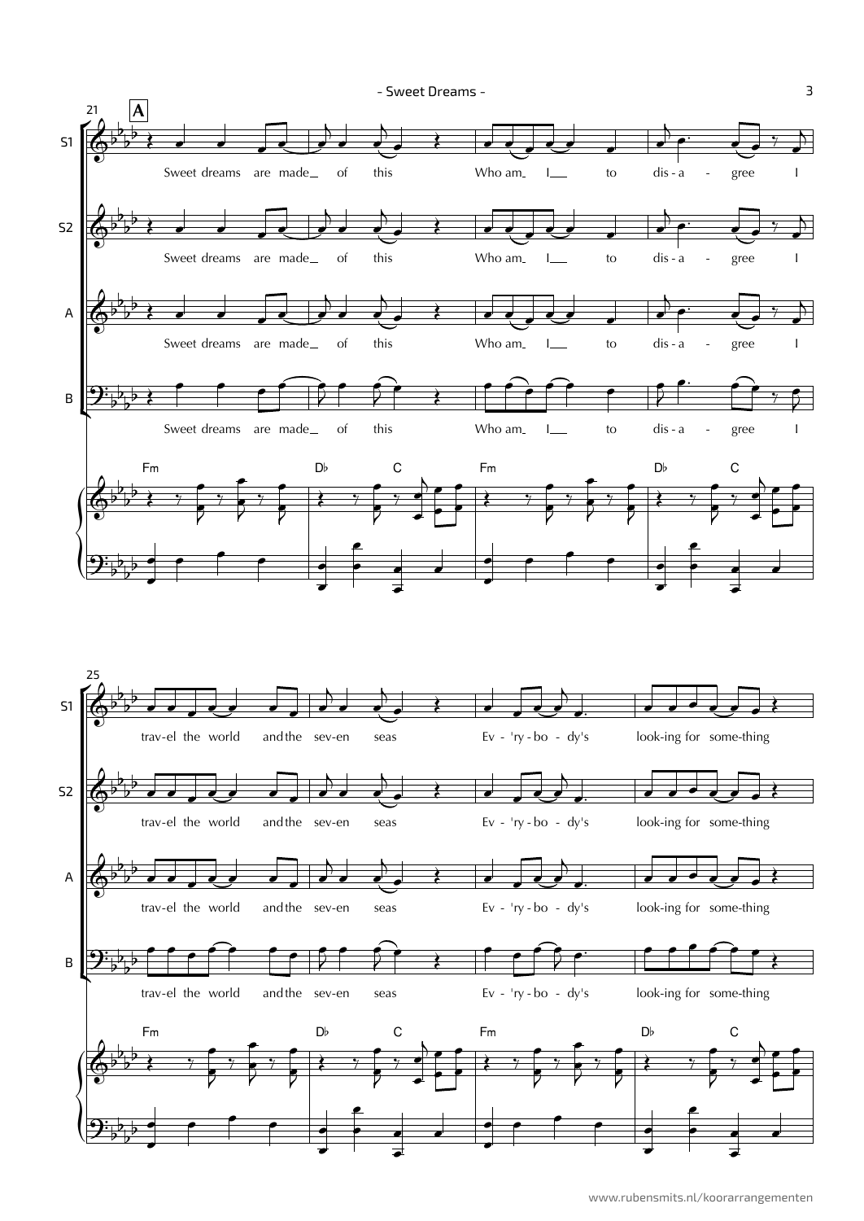A

S1

Sweet dreams are made\_ of this Who am\_ I\_\_ to dis - a - gree I

S2

Sweet dreams are made\_ of this Who am\_ I\_\_ to dis - a - gree I

A

Sweet dreams are made\_ of this Who am\_ I\_\_ to dis - a - gree I

B

Sweet dreams are made\_ of this Who am\_ I\_\_ to dis - a - gree I

Fm D♭ C Fm D♭ C

S1

trav-el the world and the sev-en seas Ev - 'ry - bo - dy's look-ing for some-thing

S2

trav-el the world and the sev-en seas Ev - 'ry - bo - dy's look-ing for some-thing

A

trav-el the world and the sev-en seas Ev - 'ry - bo - dy's look-ing for some-thing

B

trav-el the world and the sev-en seas Ev - 'ry - bo - dy's look-ing for some-thing

Fm D♭ C Fm D♭ C

www.rubensmits.nl/koorarrangementen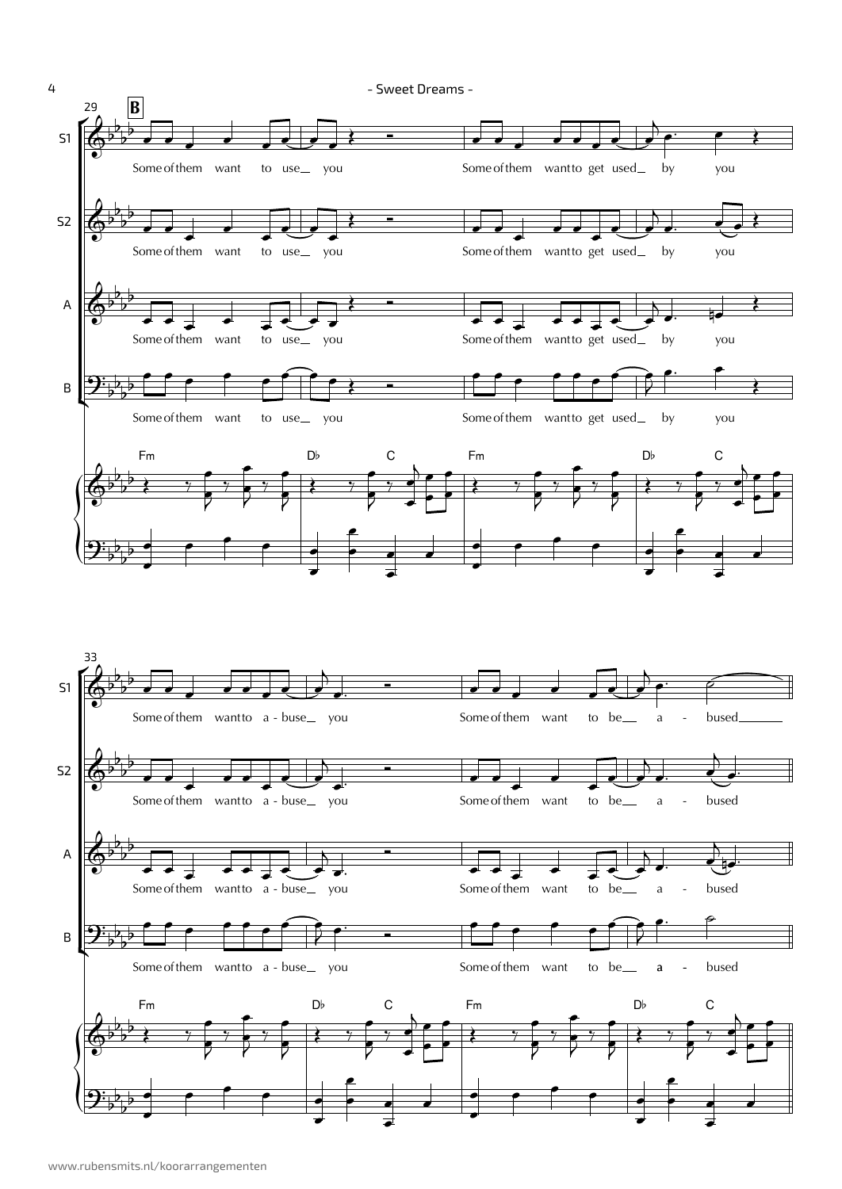**B**

29

S1: Some of them want to use you Some of them want to get used by you

S2: Some of them want to use you Some of them want to get used by you

A: Some of them want to use you Some of them want to get used by you

B: Some of them want to use you Some of them want to get used by you

Fm Db C Fm Db C

33

S1: Some of them want to a - buse you Some of them want to be a - bused

S2: Some of them want to a - buse you Some of them want to be a - bused

A: Some of them want to a - buse you Some of them want to be a - bused

B: Some of them want to a - buse you Some of them want to be a - bused

Fm Db C Fm Db C

www.rubensmits.nl/koorarrangementen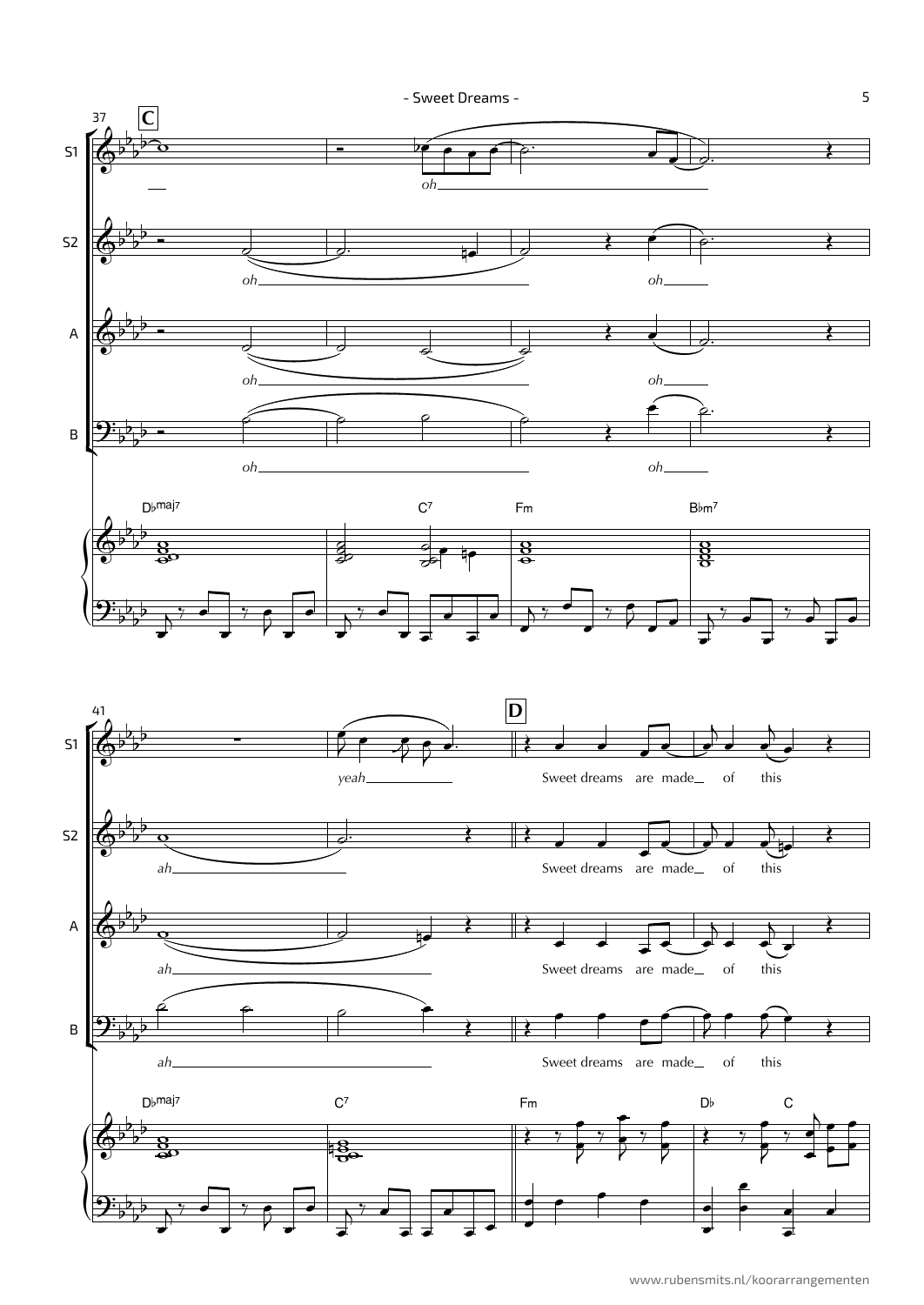37 **C**

S1
S2
A
B

*oh*

D♭maj7 C7 Fm B♭m7

41 **D**

*yeah*

*ah*

Sweet dreams are made of this

D♭maj7 C7 Fm D♭ C